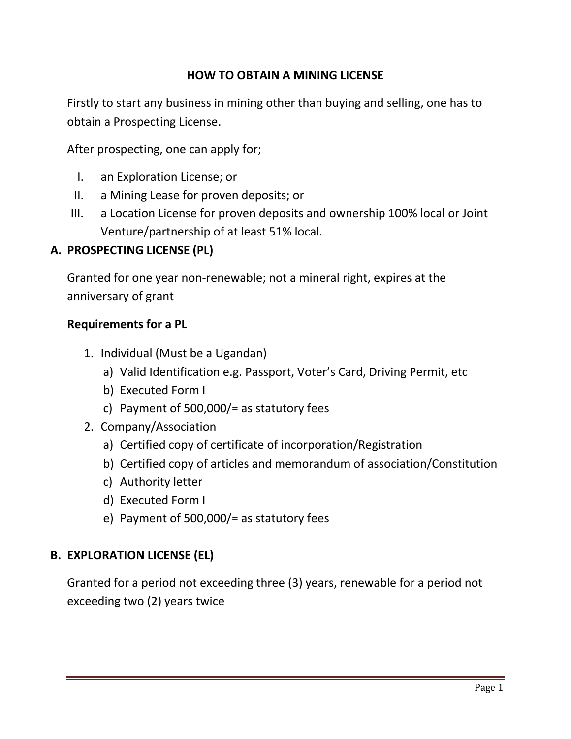# HOW TO OBTAIN A MINING LICENSE

Firstly to start any business in mining other than buying and selling, one has to obtain a Prospecting License.

After prospecting, one can apply for;

I. an Exploration License; or
II. a Mining Lease for proven deposits; or
III. a Location License for proven deposits and ownership 100% local or Joint Venture/partnership of at least 51% local.

## A. PROSPECTING LICENSE (PL)

Granted for one year non-renewable; not a mineral right, expires at the anniversary of grant

**Requirements for a PL**

1. Individual (Must be a Ugandan)
   a) Valid Identification e.g. Passport, Voter's Card, Driving Permit, etc
   b) Executed Form I
   c) Payment of 500,000/= as statutory fees
2. Company/Association
   a) Certified copy of certificate of incorporation/Registration
   b) Certified copy of articles and memorandum of association/Constitution
   c) Authority letter
   d) Executed Form I
   e) Payment of 500,000/= as statutory fees

## B. EXPLORATION LICENSE (EL)

Granted for a period not exceeding three (3) years, renewable for a period not exceeding two (2) years twice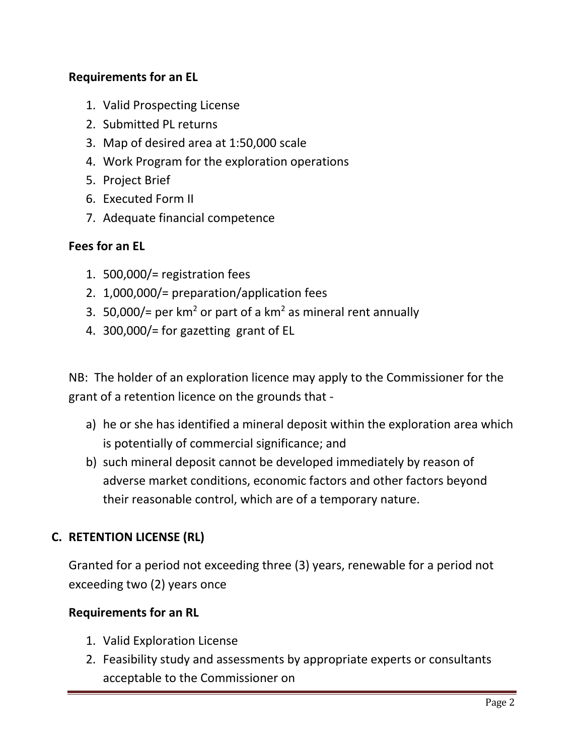**Requirements for an EL**

1. Valid Prospecting License
2. Submitted PL returns
3. Map of desired area at 1:50,000 scale
4. Work Program for the exploration operations
5. Project Brief
6. Executed Form II
7. Adequate financial competence

**Fees for an EL**

1. 500,000/= registration fees
2. 1,000,000/= preparation/application fees
3. 50,000/= per $km^2$ or part of a $km^2$ as mineral rent annually
4. 300,000/= for gazetting grant of EL

NB: The holder of an exploration licence may apply to the Commissioner for the grant of a retention licence on the grounds that -

a) he or she has identified a mineral deposit within the exploration area which is potentially of commercial significance; and
b) such mineral deposit cannot be developed immediately by reason of adverse market conditions, economic factors and other factors beyond their reasonable control, which are of a temporary nature.

## C. RETENTION LICENSE (RL)

Granted for a period not exceeding three (3) years, renewable for a period not exceeding two (2) years once

**Requirements for an RL**

1. Valid Exploration License
2. Feasibility study and assessments by appropriate experts or consultants acceptable to the Commissioner on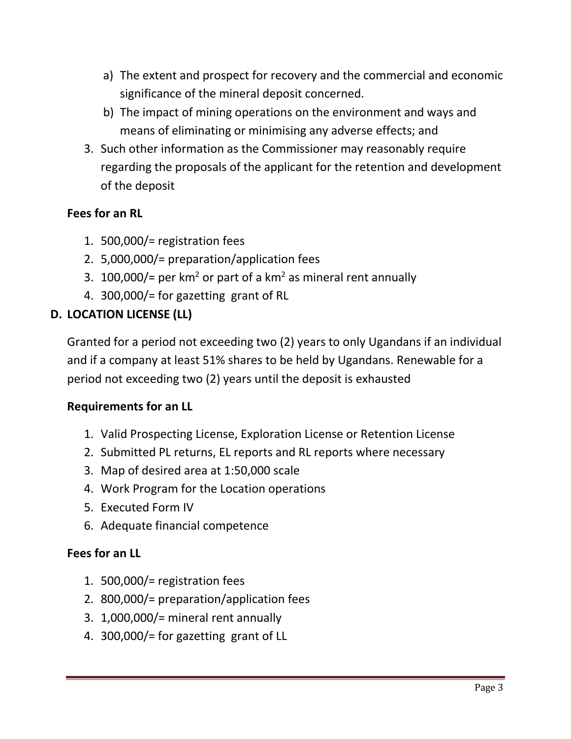a) The extent and prospect for recovery and the commercial and economic significance of the mineral deposit concerned.
   b) The impact of mining operations on the environment and ways and means of eliminating or minimising any adverse effects; and
3. Such other information as the Commissioner may reasonably require regarding the proposals of the applicant for the retention and development of the deposit

**Fees for an RL**

1. 500,000/= registration fees
2. 5,000,000/= preparation/application fees
3. 100,000/= per $km^2$ or part of a $km^2$ as mineral rent annually
4. 300,000/= for gazetting grant of RL

## D. LOCATION LICENSE (LL)

Granted for a period not exceeding two (2) years to only Ugandans if an individual and if a company at least 51% shares to be held by Ugandans. Renewable for a period not exceeding two (2) years until the deposit is exhausted

**Requirements for an LL**

1. Valid Prospecting License, Exploration License or Retention License
2. Submitted PL returns, EL reports and RL reports where necessary
3. Map of desired area at 1:50,000 scale
4. Work Program for the Location operations
5. Executed Form IV
6. Adequate financial competence

**Fees for an LL**

1. 500,000/= registration fees
2. 800,000/= preparation/application fees
3. 1,000,000/= mineral rent annually
4. 300,000/= for gazetting grant of LL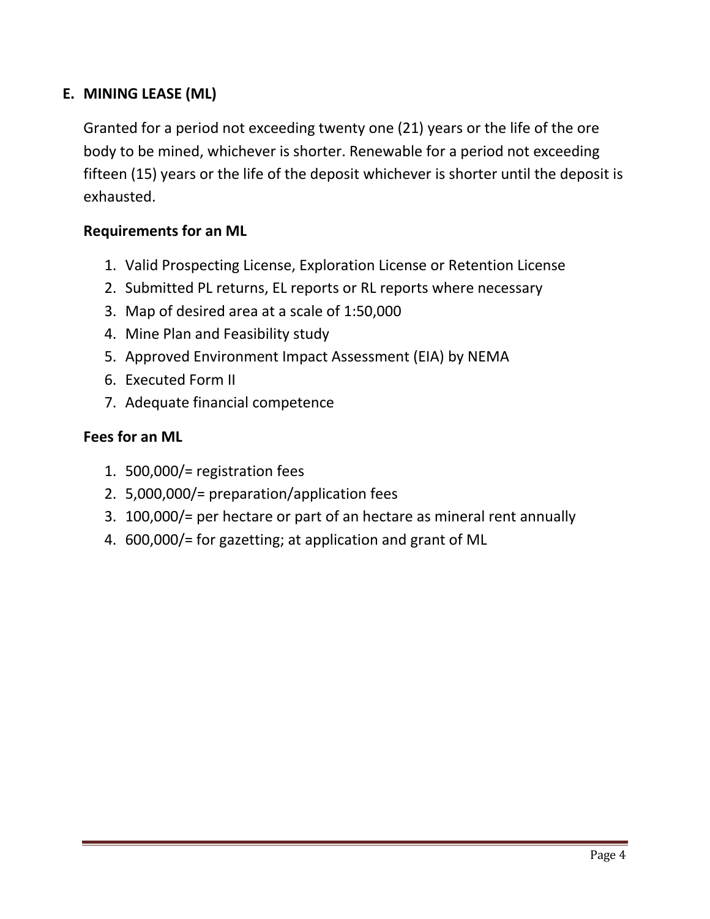## E. MINING LEASE (ML)

Granted for a period not exceeding twenty one (21) years or the life of the ore body to be mined, whichever is shorter. Renewable for a period not exceeding fifteen (15) years or the life of the deposit whichever is shorter until the deposit is exhausted.

### Requirements for an ML

1. Valid Prospecting License, Exploration License or Retention License
2. Submitted PL returns, EL reports or RL reports where necessary
3. Map of desired area at a scale of 1:50,000
4. Mine Plan and Feasibility study
5. Approved Environment Impact Assessment (EIA) by NEMA
6. Executed Form II
7. Adequate financial competence

### Fees for an ML

1. 500,000/= registration fees
2. 5,000,000/= preparation/application fees
3. 100,000/= per hectare or part of an hectare as mineral rent annually
4. 600,000/= for gazetting; at application and grant of ML